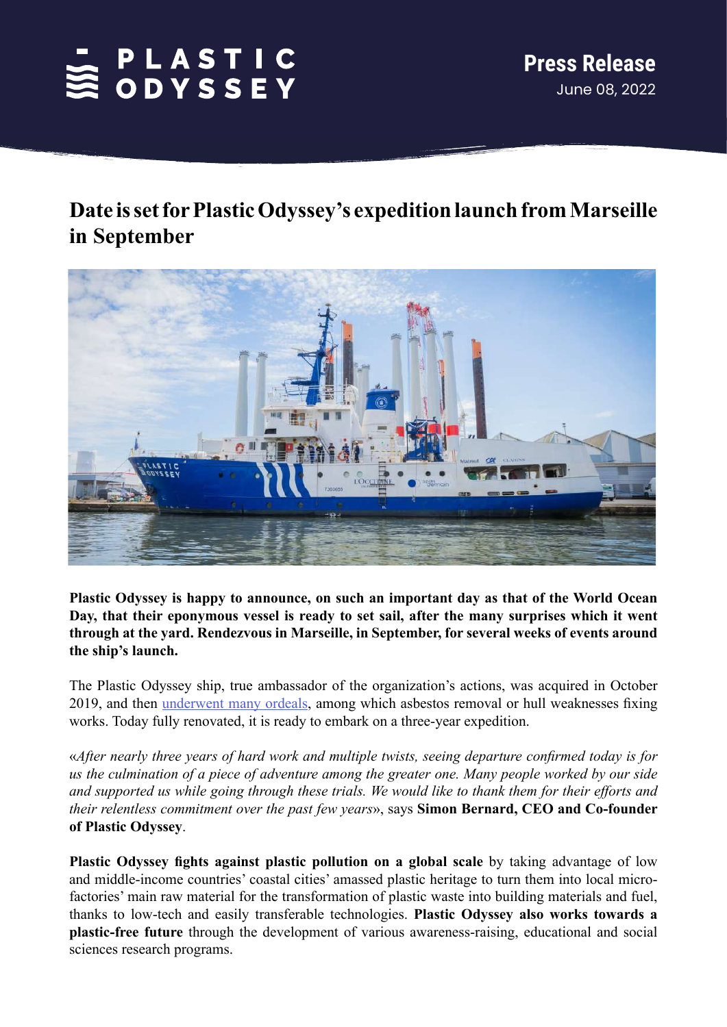PLASTIC ODYSSEY

**Press Release**
June 08, 2022

# Date is set for Plastic Odyssey's expedition launch from Marseille in September

**Plastic Odyssey is happy to announce, on such an important day as that of the World Ocean Day, that their eponymous vessel is ready to set sail, after the many surprises which it went through at the yard. Rendezvous in Marseille, in September, for several weeks of events around the ship's launch.**

The Plastic Odyssey ship, true ambassador of the organization's actions, was acquired in October 2019, and then underwent many ordeals, among which asbestos removal or hull weaknesses fixing works. Today fully renovated, it is ready to embark on a three-year expedition.

«*After nearly three years of hard work and multiple twists, seeing departure confirmed today is for us the culmination of a piece of adventure among the greater one. Many people worked by our side and supported us while going through these trials. We would like to thank them for their efforts and their relentless commitment over the past few years*», says **Simon Bernard, CEO and Co-founder of Plastic Odyssey**.

**Plastic Odyssey fights against plastic pollution on a global scale** by taking advantage of low and middle-income countries' coastal cities' amassed plastic heritage to turn them into local micro-factories' main raw material for the transformation of plastic waste into building materials and fuel, thanks to low-tech and easily transferable technologies. **Plastic Odyssey also works towards a plastic-free future** through the development of various awareness-raising, educational and social sciences research programs.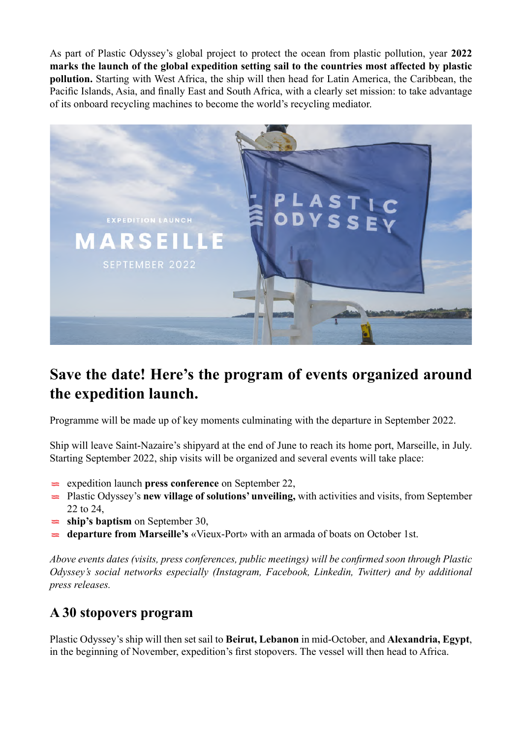As part of Plastic Odyssey's global project to protect the ocean from plastic pollution, year **2022 marks the launch of the global expedition setting sail to the countries most affected by plastic pollution.** Starting with West Africa, the ship will then head for Latin America, the Caribbean, the Pacific Islands, Asia, and finally East and South Africa, with a clearly set mission: to take advantage of its onboard recycling machines to become the world's recycling mediator.

## Save the date! Here's the program of events organized around the expedition launch.

Programme will be made up of key moments culminating with the departure in September 2022.

Ship will leave Saint-Nazaire's shipyard at the end of June to reach its home port, Marseille, in July. Starting September 2022, ship visits will be organized and several events will take place:

- expedition launch **press conference** on September 22,
- Plastic Odyssey's **new village of solutions' unveiling,** with activities and visits, from September 22 to 24,
- **ship's baptism** on September 30,
- **departure from Marseille's** «Vieux-Port» with an armada of boats on October 1st.

*Above events dates (visits, press conferences, public meetings) will be confirmed soon through Plastic Odyssey's social networks especially (Instagram, Facebook, Linkedin, Twitter) and by additional press releases.*

### A 30 stopovers program

Plastic Odyssey's ship will then set sail to **Beirut, Lebanon** in mid-October, and **Alexandria, Egypt**, in the beginning of November, expedition's first stopovers. The vessel will then head to Africa.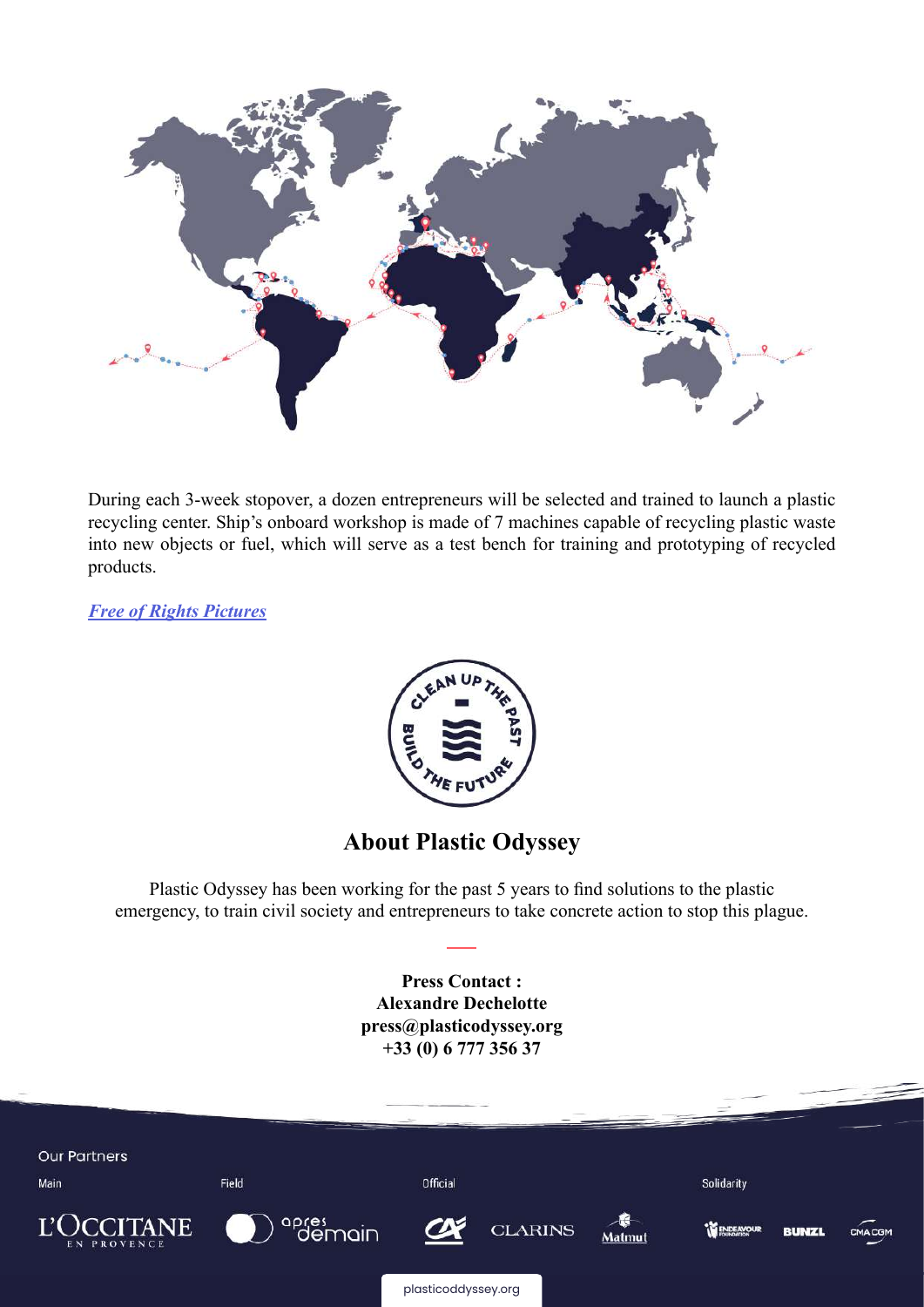During each 3-week stopover, a dozen entrepreneurs will be selected and trained to launch a plastic recycling center. Ship's onboard workshop is made of 7 machines capable of recycling plastic waste into new objects or fuel, which will serve as a test bench for training and prototyping of recycled products.

*Free of Rights Pictures*

CLEAN UP THE PAST
BUILD THE FUTURE

## About Plastic Odyssey

Plastic Odyssey has been working for the past 5 years to find solutions to the plastic emergency, to train civil society and entrepreneurs to take concrete action to stop this plague.

**Press Contact :**
**Alexandre Dechelotte**
**press@plasticodyssey.org**
**+33 (0) 6 777 356 37**

Our Partners

Main: L'OCCITANE EN PROVENCE

Field: après demain

Official: CA, CLARINS, Matmut

Solidarity: ENDEAVOUR FOUNDATION, BUNZL, CMA CGM

plasticoddyssey.org